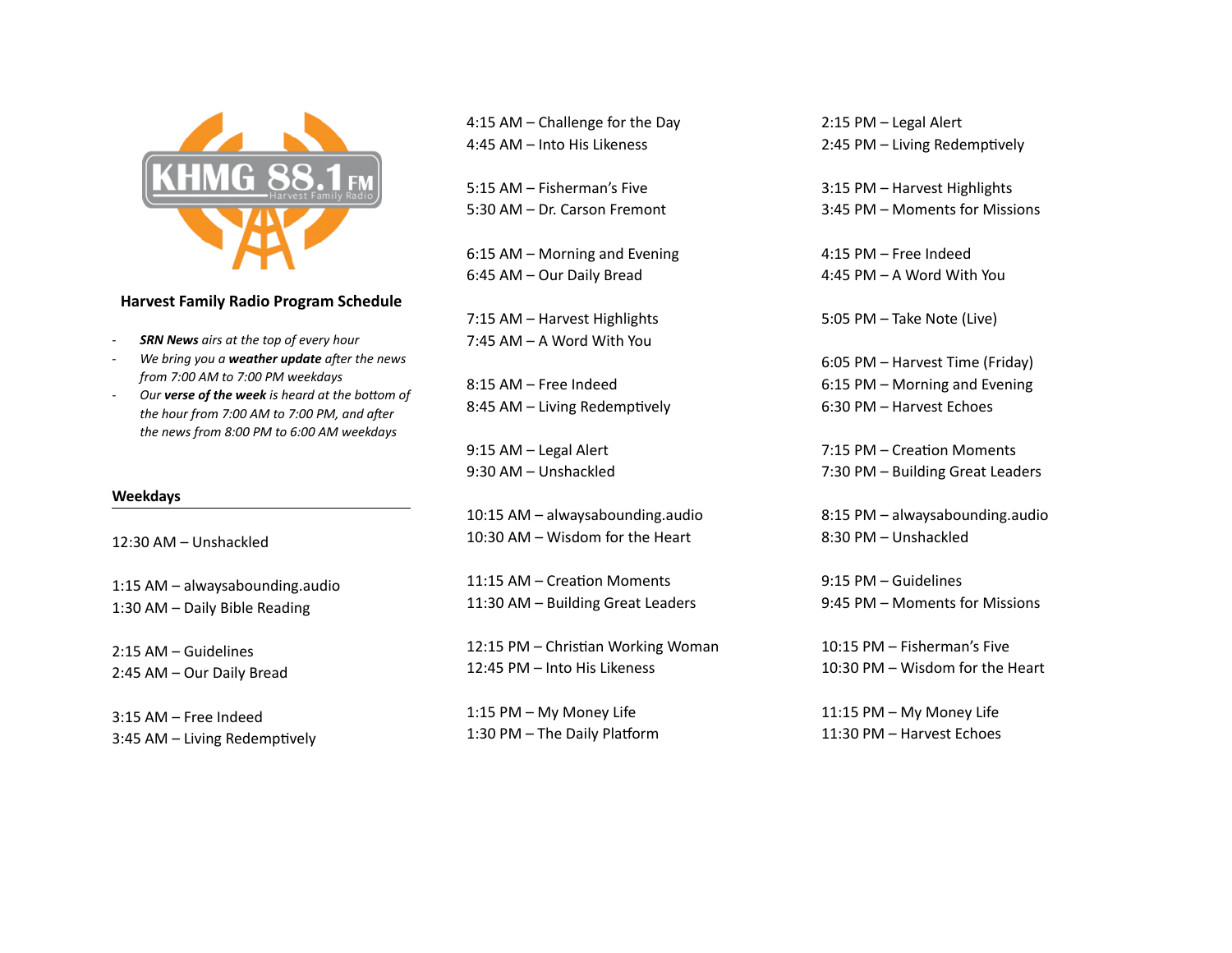KHMG 88.1 FM

Harvest Family Radio

## Harvest Family Radio Program Schedule

- ***SRN News*** *airs at the top of every hour*
- *We bring you a* ***weather update*** *after the news from 7:00 AM to 7:00 PM weekdays*
- *Our* ***verse of the week*** *is heard at the bottom of the hour from 7:00 AM to 7:00 PM, and after the news from 8:00 PM to 6:00 AM weekdays*

### Weekdays

12:30 AM – Unshackled

1:15 AM – alwaysabounding.audio
1:30 AM – Daily Bible Reading

2:15 AM – Guidelines
2:45 AM – Our Daily Bread

3:15 AM – Free Indeed
3:45 AM – Living Redemptively

4:15 AM – Challenge for the Day
4:45 AM – Into His Likeness

5:15 AM – Fisherman's Five
5:30 AM – Dr. Carson Fremont

6:15 AM – Morning and Evening
6:45 AM – Our Daily Bread

7:15 AM – Harvest Highlights
7:45 AM – A Word With You

8:15 AM – Free Indeed
8:45 AM – Living Redemptively

9:15 AM – Legal Alert
9:30 AM – Unshackled

10:15 AM – alwaysabounding.audio
10:30 AM – Wisdom for the Heart

11:15 AM – Creation Moments
11:30 AM – Building Great Leaders

12:15 PM – Christian Working Woman
12:45 PM – Into His Likeness

1:15 PM – My Money Life
1:30 PM – The Daily Platform

2:15 PM – Legal Alert
2:45 PM – Living Redemptively

3:15 PM – Harvest Highlights
3:45 PM – Moments for Missions

4:15 PM – Free Indeed
4:45 PM – A Word With You

5:05 PM – Take Note (Live)

6:05 PM – Harvest Time (Friday)
6:15 PM – Morning and Evening
6:30 PM – Harvest Echoes

7:15 PM – Creation Moments
7:30 PM – Building Great Leaders

8:15 PM – alwaysabounding.audio
8:30 PM – Unshackled

9:15 PM – Guidelines
9:45 PM – Moments for Missions

10:15 PM – Fisherman's Five
10:30 PM – Wisdom for the Heart

11:15 PM – My Money Life
11:30 PM – Harvest Echoes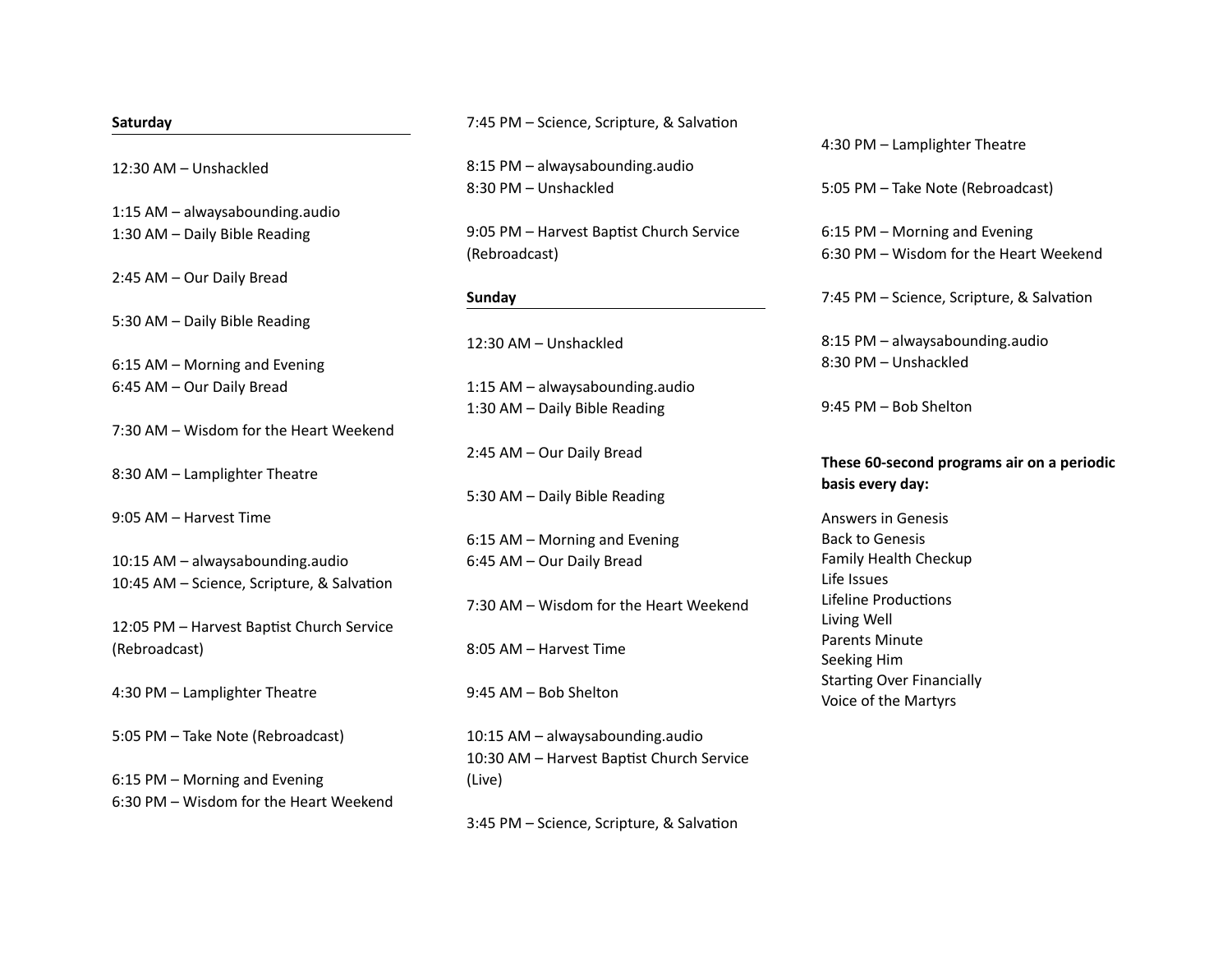**Saturday**

12:30 AM – Unshackled

1:15 AM – alwaysabounding.audio
1:30 AM – Daily Bible Reading

2:45 AM – Our Daily Bread

5:30 AM – Daily Bible Reading

6:15 AM – Morning and Evening
6:45 AM – Our Daily Bread

7:30 AM – Wisdom for the Heart Weekend

8:30 AM – Lamplighter Theatre

9:05 AM – Harvest Time

10:15 AM – alwaysabounding.audio
10:45 AM – Science, Scripture, & Salvation

12:05 PM – Harvest Baptist Church Service (Rebroadcast)

4:30 PM – Lamplighter Theatre

5:05 PM – Take Note (Rebroadcast)

6:15 PM – Morning and Evening
6:30 PM – Wisdom for the Heart Weekend

7:45 PM – Science, Scripture, & Salvation

8:15 PM – alwaysabounding.audio
8:30 PM – Unshackled

9:05 PM – Harvest Baptist Church Service (Rebroadcast)

**Sunday**

12:30 AM – Unshackled

1:15 AM – alwaysabounding.audio
1:30 AM – Daily Bible Reading

2:45 AM – Our Daily Bread

5:30 AM – Daily Bible Reading

6:15 AM – Morning and Evening
6:45 AM – Our Daily Bread

7:30 AM – Wisdom for the Heart Weekend

8:05 AM – Harvest Time

9:45 AM – Bob Shelton

10:15 AM – alwaysabounding.audio
10:30 AM – Harvest Baptist Church Service (Live)

3:45 PM – Science, Scripture, & Salvation

4:30 PM – Lamplighter Theatre

5:05 PM – Take Note (Rebroadcast)

6:15 PM – Morning and Evening
6:30 PM – Wisdom for the Heart Weekend

7:45 PM – Science, Scripture, & Salvation

8:15 PM – alwaysabounding.audio
8:30 PM – Unshackled

9:45 PM – Bob Shelton

**These 60-second programs air on a periodic basis every day:**

Answers in Genesis
Back to Genesis
Family Health Checkup
Life Issues
Lifeline Productions
Living Well
Parents Minute
Seeking Him
Starting Over Financially
Voice of the Martyrs